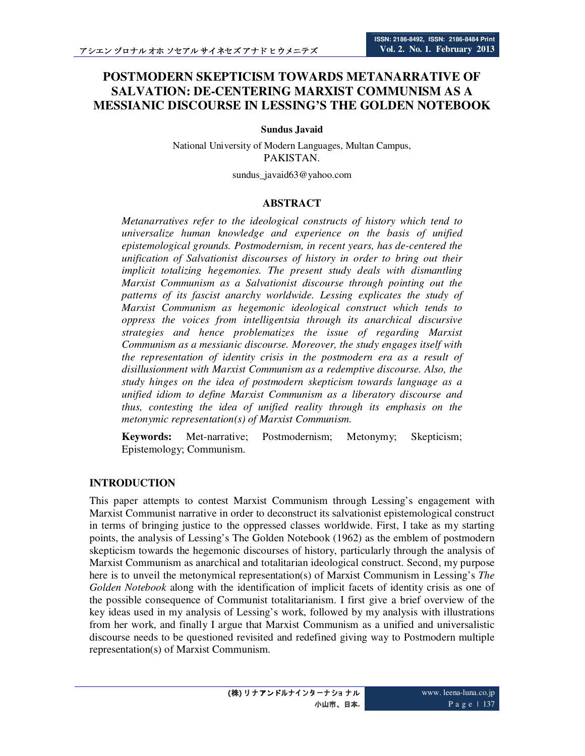# POSTMODERN SKEPTICISM TOWARDS METANARRATIVE OF SALVATION: DE-CENTERING MARXIST COMMUNISM AS A MESSIANIC DISCOURSE IN LESSING'S THE GOLDEN NOTEBOOK

**Sundus Javaid**

National University of Modern Languages, Multan Campus,
PAKISTAN.

sundus_javaid63@yahoo.com

## ABSTRACT

*Metanarratives refer to the ideological constructs of history which tend to universalize human knowledge and experience on the basis of unified epistemological grounds. Postmodernism, in recent years, has de-centered the unification of Salvationist discourses of history in order to bring out their implicit totalizing hegemonies. The present study deals with dismantling Marxist Communism as a Salvationist discourse through pointing out the patterns of its fascist anarchy worldwide. Lessing explicates the study of Marxist Communism as hegemonic ideological construct which tends to oppress the voices from intelligentsia through its anarchical discursive strategies and hence problematizes the issue of regarding Marxist Communism as a messianic discourse. Moreover, the study engages itself with the representation of identity crisis in the postmodern era as a result of disillusionment with Marxist Communism as a redemptive discourse. Also, the study hinges on the idea of postmodern skepticism towards language as a unified idiom to define Marxist Communism as a liberatory discourse and thus, contesting the idea of unified reality through its emphasis on the metonymic representation(s) of Marxist Communism.*

**Keywords:** Met-narrative; Postmodernism; Metonymy; Skepticism; Epistemology; Communism.

## INTRODUCTION

This paper attempts to contest Marxist Communism through Lessing's engagement with Marxist Communist narrative in order to deconstruct its salvationist epistemological construct in terms of bringing justice to the oppressed classes worldwide. First, I take as my starting points, the analysis of Lessing's The Golden Notebook (1962) as the emblem of postmodern skepticism towards the hegemonic discourses of history, particularly through the analysis of Marxist Communism as anarchical and totalitarian ideological construct. Second, my purpose here is to unveil the metonymical representation(s) of Marxist Communism in Lessing's *The Golden Notebook* along with the identification of implicit facets of identity crisis as one of the possible consequence of Communist totalitarianism. I first give a brief overview of the key ideas used in my analysis of Lessing's work, followed by my analysis with illustrations from her work, and finally I argue that Marxist Communism as a unified and universalistic discourse needs to be questioned revisited and redefined giving way to Postmodern multiple representation(s) of Marxist Communism.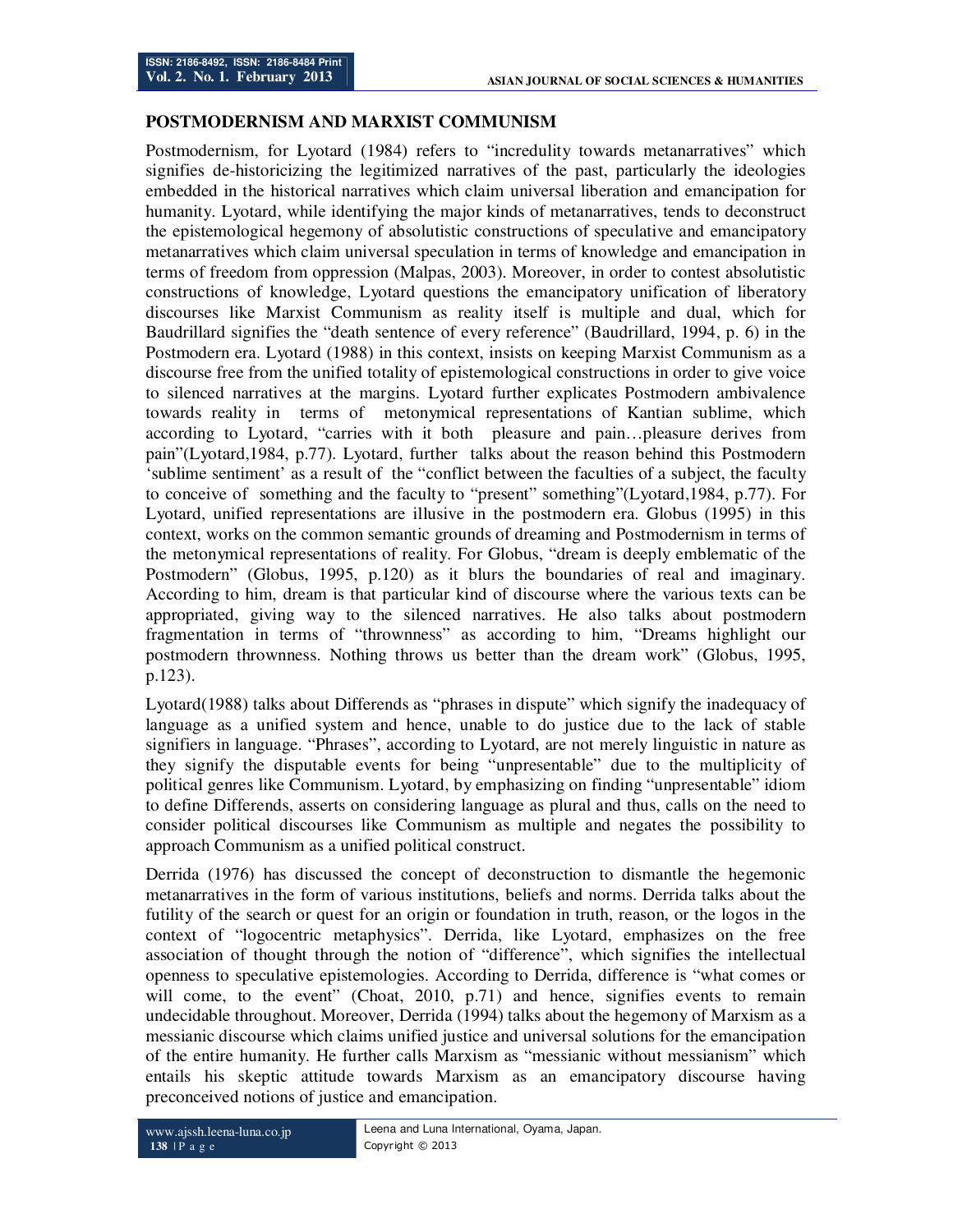## POSTMODERNISM AND MARXIST COMMUNISM

Postmodernism, for Lyotard (1984) refers to "incredulity towards metanarratives" which signifies de-historicizing the legitimized narratives of the past, particularly the ideologies embedded in the historical narratives which claim universal liberation and emancipation for humanity. Lyotard, while identifying the major kinds of metanarratives, tends to deconstruct the epistemological hegemony of absolutistic constructions of speculative and emancipatory metanarratives which claim universal speculation in terms of knowledge and emancipation in terms of freedom from oppression (Malpas, 2003). Moreover, in order to contest absolutistic constructions of knowledge, Lyotard questions the emancipatory unification of liberatory discourses like Marxist Communism as reality itself is multiple and dual, which for Baudrillard signifies the "death sentence of every reference" (Baudrillard, 1994, p. 6) in the Postmodern era. Lyotard (1988) in this context, insists on keeping Marxist Communism as a discourse free from the unified totality of epistemological constructions in order to give voice to silenced narratives at the margins. Lyotard further explicates Postmodern ambivalence towards reality in terms of metonymical representations of Kantian sublime, which according to Lyotard, "carries with it both pleasure and pain…pleasure derives from pain"(Lyotard,1984, p.77). Lyotard, further talks about the reason behind this Postmodern 'sublime sentiment' as a result of the "conflict between the faculties of a subject, the faculty to conceive of something and the faculty to "present" something"(Lyotard,1984, p.77). For Lyotard, unified representations are illusive in the postmodern era. Globus (1995) in this context, works on the common semantic grounds of dreaming and Postmodernism in terms of the metonymical representations of reality. For Globus, "dream is deeply emblematic of the Postmodern" (Globus, 1995, p.120) as it blurs the boundaries of real and imaginary. According to him, dream is that particular kind of discourse where the various texts can be appropriated, giving way to the silenced narratives. He also talks about postmodern fragmentation in terms of "thrownness" as according to him, "Dreams highlight our postmodern thrownness. Nothing throws us better than the dream work" (Globus, 1995, p.123).

Lyotard(1988) talks about Differends as "phrases in dispute" which signify the inadequacy of language as a unified system and hence, unable to do justice due to the lack of stable signifiers in language. "Phrases", according to Lyotard, are not merely linguistic in nature as they signify the disputable events for being "unpresentable" due to the multiplicity of political genres like Communism. Lyotard, by emphasizing on finding "unpresentable" idiom to define Differends, asserts on considering language as plural and thus, calls on the need to consider political discourses like Communism as multiple and negates the possibility to approach Communism as a unified political construct.

Derrida (1976) has discussed the concept of deconstruction to dismantle the hegemonic metanarratives in the form of various institutions, beliefs and norms. Derrida talks about the futility of the search or quest for an origin or foundation in truth, reason, or the logos in the context of "logocentric metaphysics". Derrida, like Lyotard, emphasizes on the free association of thought through the notion of "difference", which signifies the intellectual openness to speculative epistemologies. According to Derrida, difference is "what comes or will come, to the event" (Choat, 2010, p.71) and hence, signifies events to remain undecidable throughout. Moreover, Derrida (1994) talks about the hegemony of Marxism as a messianic discourse which claims unified justice and universal solutions for the emancipation of the entire humanity. He further calls Marxism as "messianic without messianism" which entails his skeptic attitude towards Marxism as an emancipatory discourse having preconceived notions of justice and emancipation.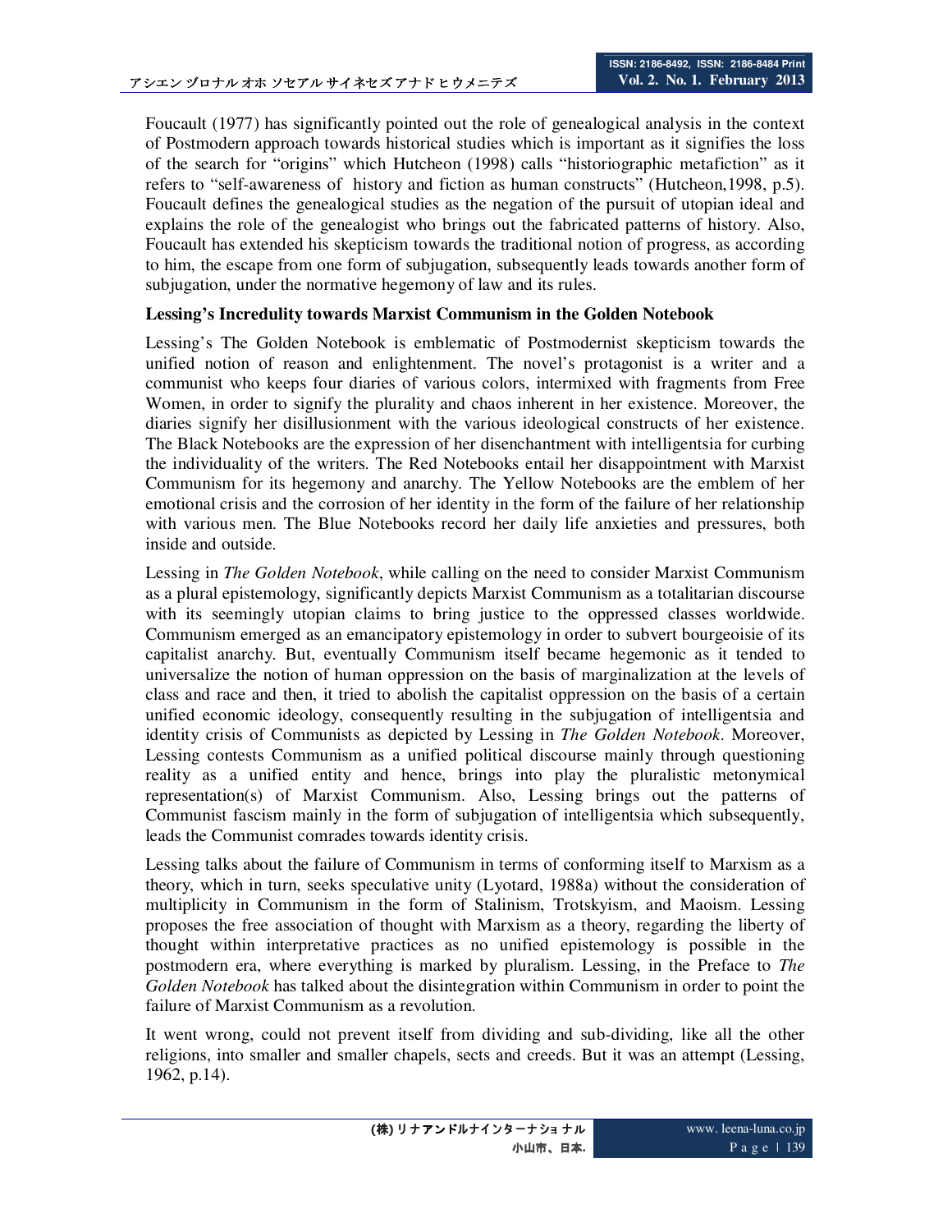Foucault (1977) has significantly pointed out the role of genealogical analysis in the context of Postmodern approach towards historical studies which is important as it signifies the loss of the search for "origins" which Hutcheon (1998) calls "historiographic metafiction" as it refers to "self-awareness of history and fiction as human constructs" (Hutcheon,1998, p.5). Foucault defines the genealogical studies as the negation of the pursuit of utopian ideal and explains the role of the genealogist who brings out the fabricated patterns of history. Also, Foucault has extended his skepticism towards the traditional notion of progress, as according to him, the escape from one form of subjugation, subsequently leads towards another form of subjugation, under the normative hegemony of law and its rules.

### Lessing's Incredulity towards Marxist Communism in the Golden Notebook

Lessing's The Golden Notebook is emblematic of Postmodernist skepticism towards the unified notion of reason and enlightenment. The novel's protagonist is a writer and a communist who keeps four diaries of various colors, intermixed with fragments from Free Women, in order to signify the plurality and chaos inherent in her existence. Moreover, the diaries signify her disillusionment with the various ideological constructs of her existence. The Black Notebooks are the expression of her disenchantment with intelligentsia for curbing the individuality of the writers. The Red Notebooks entail her disappointment with Marxist Communism for its hegemony and anarchy. The Yellow Notebooks are the emblem of her emotional crisis and the corrosion of her identity in the form of the failure of her relationship with various men. The Blue Notebooks record her daily life anxieties and pressures, both inside and outside.

Lessing in *The Golden Notebook*, while calling on the need to consider Marxist Communism as a plural epistemology, significantly depicts Marxist Communism as a totalitarian discourse with its seemingly utopian claims to bring justice to the oppressed classes worldwide. Communism emerged as an emancipatory epistemology in order to subvert bourgeoisie of its capitalist anarchy. But, eventually Communism itself became hegemonic as it tended to universalize the notion of human oppression on the basis of marginalization at the levels of class and race and then, it tried to abolish the capitalist oppression on the basis of a certain unified economic ideology, consequently resulting in the subjugation of intelligentsia and identity crisis of Communists as depicted by Lessing in *The Golden Notebook*. Moreover, Lessing contests Communism as a unified political discourse mainly through questioning reality as a unified entity and hence, brings into play the pluralistic metonymical representation(s) of Marxist Communism. Also, Lessing brings out the patterns of Communist fascism mainly in the form of subjugation of intelligentsia which subsequently, leads the Communist comrades towards identity crisis.

Lessing talks about the failure of Communism in terms of conforming itself to Marxism as a theory, which in turn, seeks speculative unity (Lyotard, 1988a) without the consideration of multiplicity in Communism in the form of Stalinism, Trotskyism, and Maoism. Lessing proposes the free association of thought with Marxism as a theory, regarding the liberty of thought within interpretative practices as no unified epistemology is possible in the postmodern era, where everything is marked by pluralism. Lessing, in the Preface to *The Golden Notebook* has talked about the disintegration within Communism in order to point the failure of Marxist Communism as a revolution.

It went wrong, could not prevent itself from dividing and sub-dividing, like all the other religions, into smaller and smaller chapels, sects and creeds. But it was an attempt (Lessing, 1962, p.14).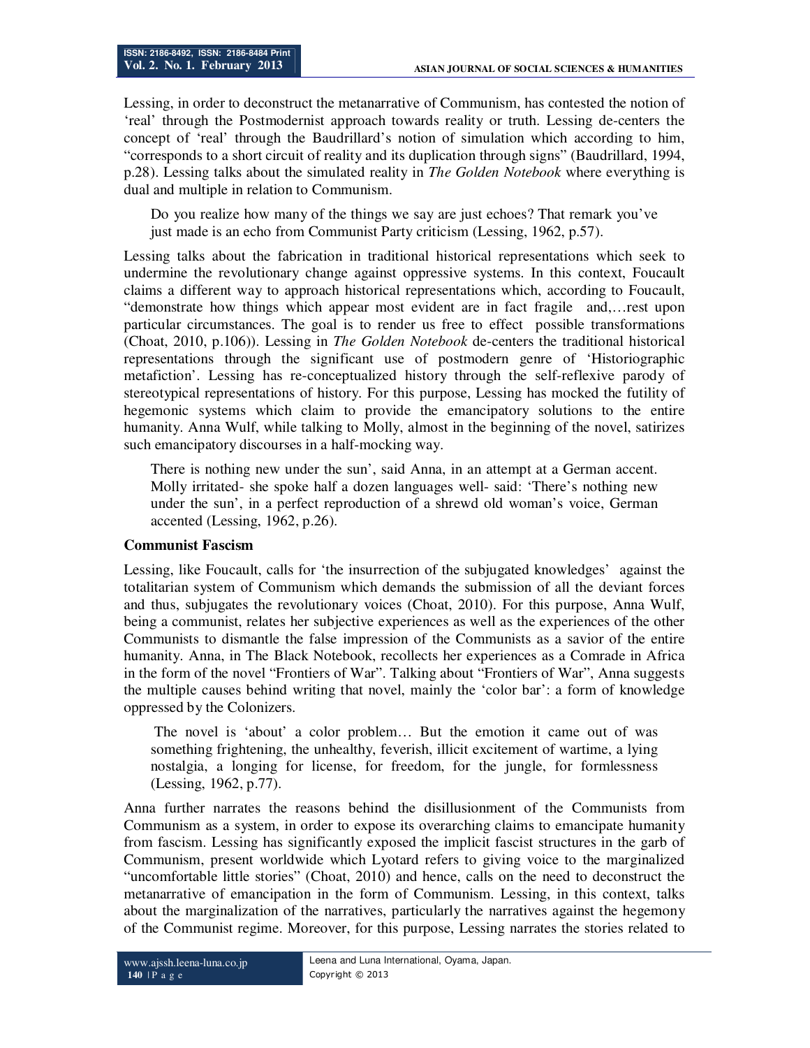Lessing, in order to deconstruct the metanarrative of Communism, has contested the notion of 'real' through the Postmodernist approach towards reality or truth. Lessing de-centers the concept of 'real' through the Baudrillard's notion of simulation which according to him, "corresponds to a short circuit of reality and its duplication through signs" (Baudrillard, 1994, p.28). Lessing talks about the simulated reality in *The Golden Notebook* where everything is dual and multiple in relation to Communism.

> Do you realize how many of the things we say are just echoes? That remark you've just made is an echo from Communist Party criticism (Lessing, 1962, p.57).

Lessing talks about the fabrication in traditional historical representations which seek to undermine the revolutionary change against oppressive systems. In this context, Foucault claims a different way to approach historical representations which, according to Foucault, "demonstrate how things which appear most evident are in fact fragile and,…rest upon particular circumstances. The goal is to render us free to effect possible transformations (Choat, 2010, p.106)). Lessing in *The Golden Notebook* de-centers the traditional historical representations through the significant use of postmodern genre of 'Historiographic metafiction'. Lessing has re-conceptualized history through the self-reflexive parody of stereotypical representations of history. For this purpose, Lessing has mocked the futility of hegemonic systems which claim to provide the emancipatory solutions to the entire humanity. Anna Wulf, while talking to Molly, almost in the beginning of the novel, satirizes such emancipatory discourses in a half-mocking way.

> There is nothing new under the sun', said Anna, in an attempt at a German accent. Molly irritated- she spoke half a dozen languages well- said: 'There's nothing new under the sun', in a perfect reproduction of a shrewd old woman's voice, German accented (Lessing, 1962, p.26).

**Communist Fascism**

Lessing, like Foucault, calls for 'the insurrection of the subjugated knowledges' against the totalitarian system of Communism which demands the submission of all the deviant forces and thus, subjugates the revolutionary voices (Choat, 2010). For this purpose, Anna Wulf, being a communist, relates her subjective experiences as well as the experiences of the other Communists to dismantle the false impression of the Communists as a savior of the entire humanity. Anna, in The Black Notebook, recollects her experiences as a Comrade in Africa in the form of the novel "Frontiers of War". Talking about "Frontiers of War", Anna suggests the multiple causes behind writing that novel, mainly the 'color bar': a form of knowledge oppressed by the Colonizers.

> The novel is 'about' a color problem… But the emotion it came out of was something frightening, the unhealthy, feverish, illicit excitement of wartime, a lying nostalgia, a longing for license, for freedom, for the jungle, for formlessness (Lessing, 1962, p.77).

Anna further narrates the reasons behind the disillusionment of the Communists from Communism as a system, in order to expose its overarching claims to emancipate humanity from fascism. Lessing has significantly exposed the implicit fascist structures in the garb of Communism, present worldwide which Lyotard refers to giving voice to the marginalized "uncomfortable little stories" (Choat, 2010) and hence, calls on the need to deconstruct the metanarrative of emancipation in the form of Communism. Lessing, in this context, talks about the marginalization of the narratives, particularly the narratives against the hegemony of the Communist regime. Moreover, for this purpose, Lessing narrates the stories related to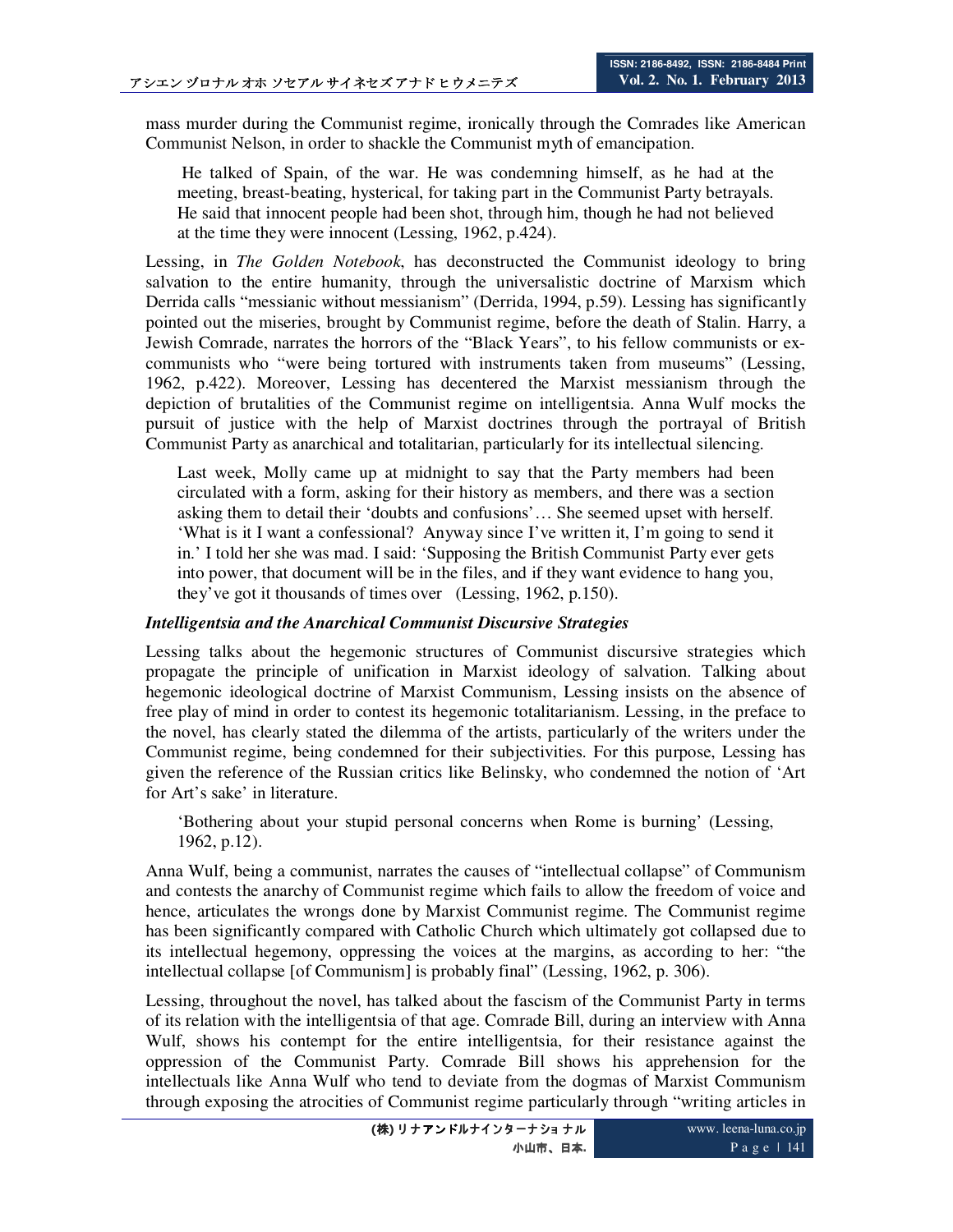mass murder during the Communist regime, ironically through the Comrades like American Communist Nelson, in order to shackle the Communist myth of emancipation.

> He talked of Spain, of the war. He was condemning himself, as he had at the meeting, breast-beating, hysterical, for taking part in the Communist Party betrayals. He said that innocent people had been shot, through him, though he had not believed at the time they were innocent (Lessing, 1962, p.424).

Lessing, in *The Golden Notebook*, has deconstructed the Communist ideology to bring salvation to the entire humanity, through the universalistic doctrine of Marxism which Derrida calls "messianic without messianism" (Derrida, 1994, p.59). Lessing has significantly pointed out the miseries, brought by Communist regime, before the death of Stalin. Harry, a Jewish Comrade, narrates the horrors of the "Black Years", to his fellow communists or ex-communists who "were being tortured with instruments taken from museums" (Lessing, 1962, p.422). Moreover, Lessing has decentered the Marxist messianism through the depiction of brutalities of the Communist regime on intelligentsia. Anna Wulf mocks the pursuit of justice with the help of Marxist doctrines through the portrayal of British Communist Party as anarchical and totalitarian, particularly for its intellectual silencing.

> Last week, Molly came up at midnight to say that the Party members had been circulated with a form, asking for their history as members, and there was a section asking them to detail their 'doubts and confusions'… She seemed upset with herself. 'What is it I want a confessional? Anyway since I've written it, I'm going to send it in.' I told her she was mad. I said: 'Supposing the British Communist Party ever gets into power, that document will be in the files, and if they want evidence to hang you, they've got it thousands of times over (Lessing, 1962, p.150).

***Intelligentsia and the Anarchical Communist Discursive Strategies***

Lessing talks about the hegemonic structures of Communist discursive strategies which propagate the principle of unification in Marxist ideology of salvation. Talking about hegemonic ideological doctrine of Marxist Communism, Lessing insists on the absence of free play of mind in order to contest its hegemonic totalitarianism. Lessing, in the preface to the novel, has clearly stated the dilemma of the artists, particularly of the writers under the Communist regime, being condemned for their subjectivities. For this purpose, Lessing has given the reference of the Russian critics like Belinsky, who condemned the notion of 'Art for Art's sake' in literature.

> 'Bothering about your stupid personal concerns when Rome is burning' (Lessing, 1962, p.12).

Anna Wulf, being a communist, narrates the causes of "intellectual collapse" of Communism and contests the anarchy of Communist regime which fails to allow the freedom of voice and hence, articulates the wrongs done by Marxist Communist regime. The Communist regime has been significantly compared with Catholic Church which ultimately got collapsed due to its intellectual hegemony, oppressing the voices at the margins, as according to her: "the intellectual collapse [of Communism] is probably final" (Lessing, 1962, p. 306).

Lessing, throughout the novel, has talked about the fascism of the Communist Party in terms of its relation with the intelligentsia of that age. Comrade Bill, during an interview with Anna Wulf, shows his contempt for the entire intelligentsia, for their resistance against the oppression of the Communist Party. Comrade Bill shows his apprehension for the intellectuals like Anna Wulf who tend to deviate from the dogmas of Marxist Communism through exposing the atrocities of Communist regime particularly through "writing articles in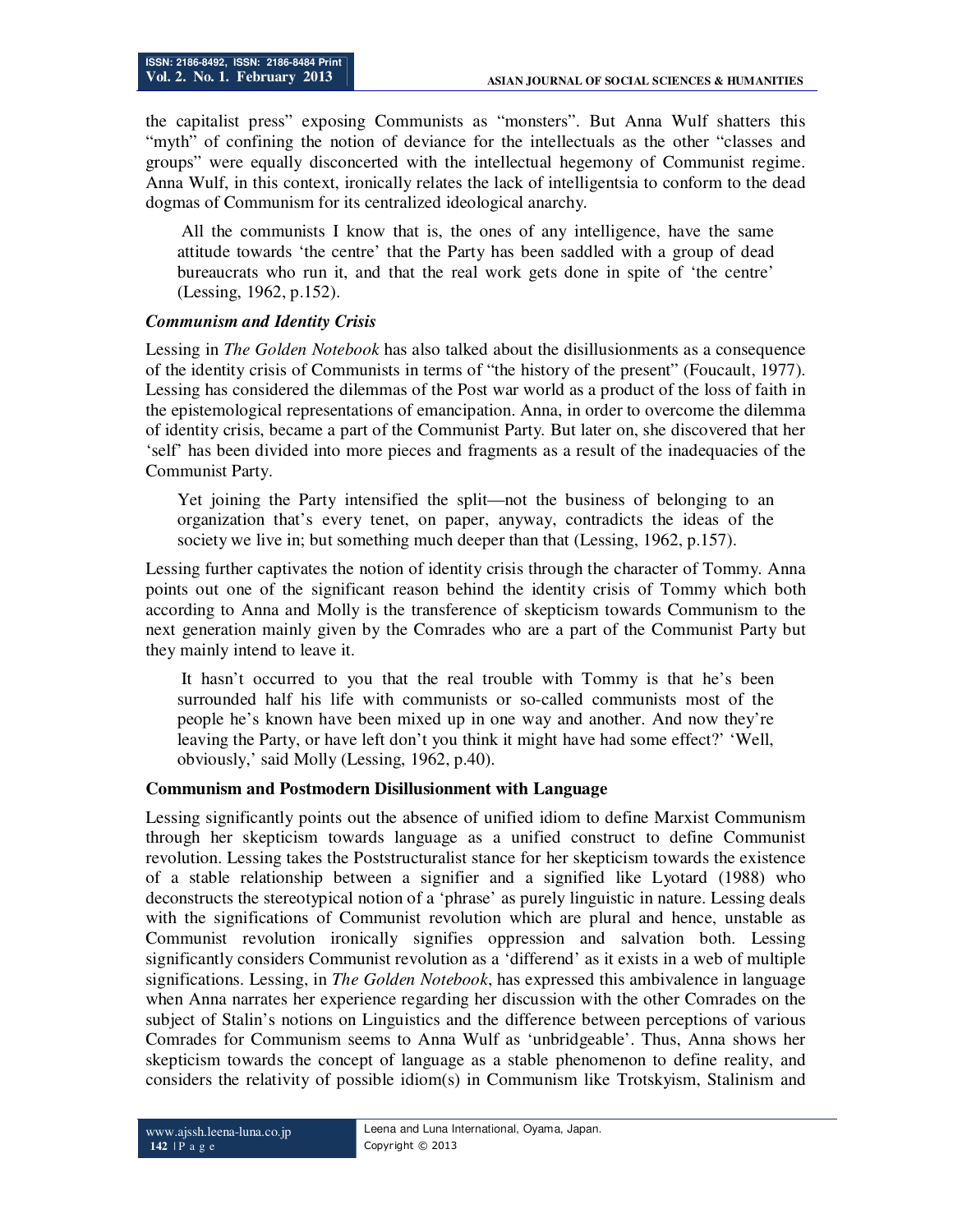the capitalist press" exposing Communists as "monsters". But Anna Wulf shatters this "myth" of confining the notion of deviance for the intellectuals as the other "classes and groups" were equally disconcerted with the intellectual hegemony of Communist regime. Anna Wulf, in this context, ironically relates the lack of intelligentsia to conform to the dead dogmas of Communism for its centralized ideological anarchy.

> All the communists I know that is, the ones of any intelligence, have the same attitude towards 'the centre' that the Party has been saddled with a group of dead bureaucrats who run it, and that the real work gets done in spite of 'the centre' (Lessing, 1962, p.152).

### *Communism and Identity Crisis*

Lessing in *The Golden Notebook* has also talked about the disillusionments as a consequence of the identity crisis of Communists in terms of "the history of the present" (Foucault, 1977). Lessing has considered the dilemmas of the Post war world as a product of the loss of faith in the epistemological representations of emancipation. Anna, in order to overcome the dilemma of identity crisis, became a part of the Communist Party. But later on, she discovered that her 'self' has been divided into more pieces and fragments as a result of the inadequacies of the Communist Party.

> Yet joining the Party intensified the split—not the business of belonging to an organization that's every tenet, on paper, anyway, contradicts the ideas of the society we live in; but something much deeper than that (Lessing, 1962, p.157).

Lessing further captivates the notion of identity crisis through the character of Tommy. Anna points out one of the significant reason behind the identity crisis of Tommy which both according to Anna and Molly is the transference of skepticism towards Communism to the next generation mainly given by the Comrades who are a part of the Communist Party but they mainly intend to leave it.

> It hasn't occurred to you that the real trouble with Tommy is that he's been surrounded half his life with communists or so-called communists most of the people he's known have been mixed up in one way and another. And now they're leaving the Party, or have left don't you think it might have had some effect?' 'Well, obviously,' said Molly (Lessing, 1962, p.40).

### **Communism and Postmodern Disillusionment with Language**

Lessing significantly points out the absence of unified idiom to define Marxist Communism through her skepticism towards language as a unified construct to define Communist revolution. Lessing takes the Poststructuralist stance for her skepticism towards the existence of a stable relationship between a signifier and a signified like Lyotard (1988) who deconstructs the stereotypical notion of a 'phrase' as purely linguistic in nature. Lessing deals with the significations of Communist revolution which are plural and hence, unstable as Communist revolution ironically signifies oppression and salvation both. Lessing significantly considers Communist revolution as a 'differend' as it exists in a web of multiple significations. Lessing, in *The Golden Notebook*, has expressed this ambivalence in language when Anna narrates her experience regarding her discussion with the other Comrades on the subject of Stalin's notions on Linguistics and the difference between perceptions of various Comrades for Communism seems to Anna Wulf as 'unbridgeable'. Thus, Anna shows her skepticism towards the concept of language as a stable phenomenon to define reality, and considers the relativity of possible idiom(s) in Communism like Trotskyism, Stalinism and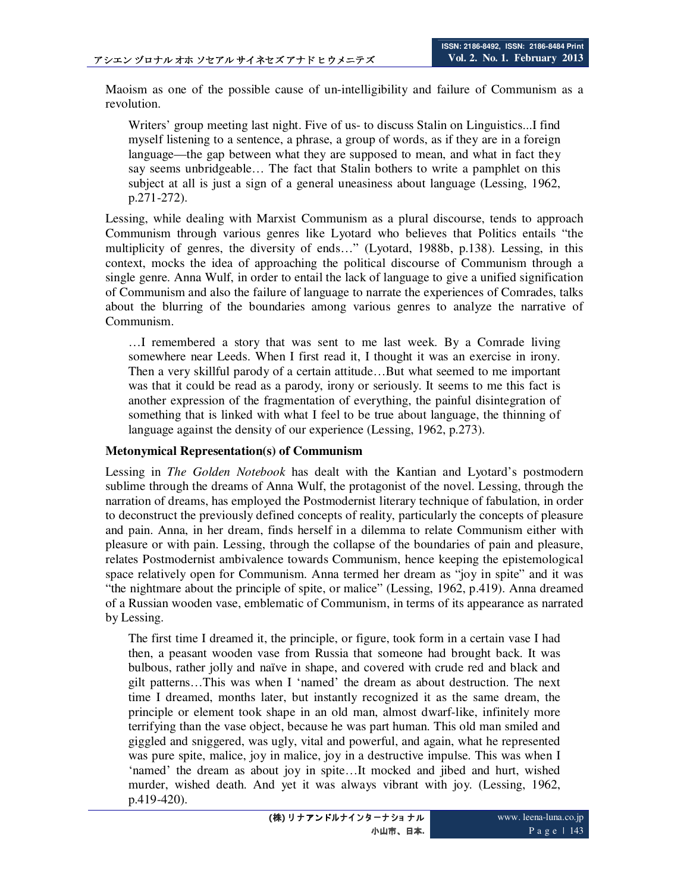Maoism as one of the possible cause of un-intelligibility and failure of Communism as a revolution.

> Writers' group meeting last night. Five of us- to discuss Stalin on Linguistics...I find myself listening to a sentence, a phrase, a group of words, as if they are in a foreign language—the gap between what they are supposed to mean, and what in fact they say seems unbridgeable… The fact that Stalin bothers to write a pamphlet on this subject at all is just a sign of a general uneasiness about language (Lessing, 1962, p.271-272).

Lessing, while dealing with Marxist Communism as a plural discourse, tends to approach Communism through various genres like Lyotard who believes that Politics entails "the multiplicity of genres, the diversity of ends…" (Lyotard, 1988b, p.138). Lessing, in this context, mocks the idea of approaching the political discourse of Communism through a single genre. Anna Wulf, in order to entail the lack of language to give a unified signification of Communism and also the failure of language to narrate the experiences of Comrades, talks about the blurring of the boundaries among various genres to analyze the narrative of Communism.

> …I remembered a story that was sent to me last week. By a Comrade living somewhere near Leeds. When I first read it, I thought it was an exercise in irony. Then a very skillful parody of a certain attitude…But what seemed to me important was that it could be read as a parody, irony or seriously. It seems to me this fact is another expression of the fragmentation of everything, the painful disintegration of something that is linked with what I feel to be true about language, the thinning of language against the density of our experience (Lessing, 1962, p.273).

**Metonymical Representation(s) of Communism**

Lessing in *The Golden Notebook* has dealt with the Kantian and Lyotard's postmodern sublime through the dreams of Anna Wulf, the protagonist of the novel. Lessing, through the narration of dreams, has employed the Postmodernist literary technique of fabulation, in order to deconstruct the previously defined concepts of reality, particularly the concepts of pleasure and pain. Anna, in her dream, finds herself in a dilemma to relate Communism either with pleasure or with pain. Lessing, through the collapse of the boundaries of pain and pleasure, relates Postmodernist ambivalence towards Communism, hence keeping the epistemological space relatively open for Communism. Anna termed her dream as "joy in spite" and it was "the nightmare about the principle of spite, or malice" (Lessing, 1962, p.419). Anna dreamed of a Russian wooden vase, emblematic of Communism, in terms of its appearance as narrated by Lessing.

> The first time I dreamed it, the principle, or figure, took form in a certain vase I had then, a peasant wooden vase from Russia that someone had brought back. It was bulbous, rather jolly and naïve in shape, and covered with crude red and black and gilt patterns…This was when I 'named' the dream as about destruction. The next time I dreamed, months later, but instantly recognized it as the same dream, the principle or element took shape in an old man, almost dwarf-like, infinitely more terrifying than the vase object, because he was part human. This old man smiled and giggled and sniggered, was ugly, vital and powerful, and again, what he represented was pure spite, malice, joy in malice, joy in a destructive impulse. This was when I 'named' the dream as about joy in spite…It mocked and jibed and hurt, wished murder, wished death. And yet it was always vibrant with joy. (Lessing, 1962, p.419-420).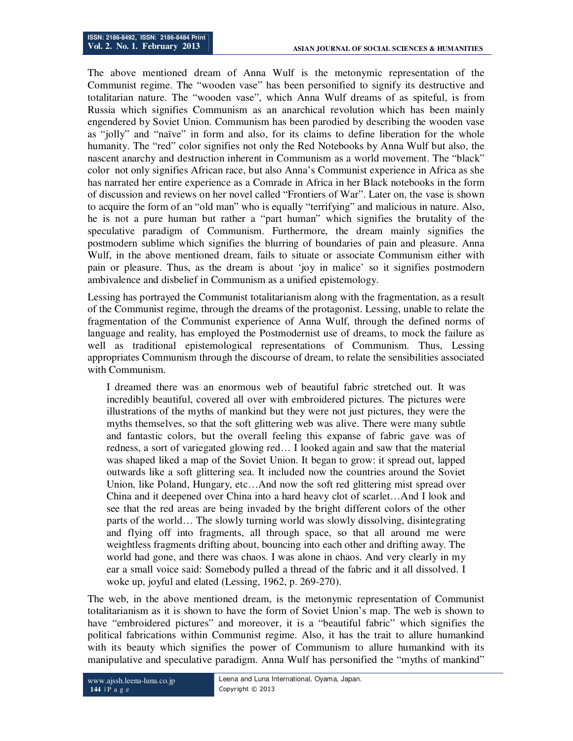The above mentioned dream of Anna Wulf is the metonymic representation of the Communist regime. The "wooden vase" has been personified to signify its destructive and totalitarian nature. The "wooden vase", which Anna Wulf dreams of as spiteful, is from Russia which signifies Communism as an anarchical revolution which has been mainly engendered by Soviet Union. Communism has been parodied by describing the wooden vase as "jolly" and "naïve" in form and also, for its claims to define liberation for the whole humanity. The "red" color signifies not only the Red Notebooks by Anna Wulf but also, the nascent anarchy and destruction inherent in Communism as a world movement. The "black" color not only signifies African race, but also Anna's Communist experience in Africa as she has narrated her entire experience as a Comrade in Africa in her Black notebooks in the form of discussion and reviews on her novel called "Frontiers of War". Later on, the vase is shown to acquire the form of an "old man" who is equally "terrifying" and malicious in nature. Also, he is not a pure human but rather a "part human" which signifies the brutality of the speculative paradigm of Communism. Furthermore, the dream mainly signifies the postmodern sublime which signifies the blurring of boundaries of pain and pleasure. Anna Wulf, in the above mentioned dream, fails to situate or associate Communism either with pain or pleasure. Thus, as the dream is about 'joy in malice' so it signifies postmodern ambivalence and disbelief in Communism as a unified epistemology.

Lessing has portrayed the Communist totalitarianism along with the fragmentation, as a result of the Communist regime, through the dreams of the protagonist. Lessing, unable to relate the fragmentation of the Communist experience of Anna Wulf, through the defined norms of language and reality, has employed the Postmodernist use of dreams, to mock the failure as well as traditional epistemological representations of Communism. Thus, Lessing appropriates Communism through the discourse of dream, to relate the sensibilities associated with Communism.

> I dreamed there was an enormous web of beautiful fabric stretched out. It was incredibly beautiful, covered all over with embroidered pictures. The pictures were illustrations of the myths of mankind but they were not just pictures, they were the myths themselves, so that the soft glittering web was alive. There were many subtle and fantastic colors, but the overall feeling this expanse of fabric gave was of redness, a sort of variegated glowing red… I looked again and saw that the material was shaped liked a map of the Soviet Union. It began to grow: it spread out, lapped outwards like a soft glittering sea. It included now the countries around the Soviet Union, like Poland, Hungary, etc…And now the soft red glittering mist spread over China and it deepened over China into a hard heavy clot of scarlet…And I look and see that the red areas are being invaded by the bright different colors of the other parts of the world… The slowly turning world was slowly dissolving, disintegrating and flying off into fragments, all through space, so that all around me were weightless fragments drifting about, bouncing into each other and drifting away. The world had gone, and there was chaos. I was alone in chaos. And very clearly in my ear a small voice said: Somebody pulled a thread of the fabric and it all dissolved. I woke up, joyful and elated (Lessing, 1962, p. 269-270).

The web, in the above mentioned dream, is the metonymic representation of Communist totalitarianism as it is shown to have the form of Soviet Union's map. The web is shown to have "embroidered pictures" and moreover, it is a "beautiful fabric" which signifies the political fabrications within Communist regime. Also, it has the trait to allure humankind with its beauty which signifies the power of Communism to allure humankind with its manipulative and speculative paradigm. Anna Wulf has personified the "myths of mankind"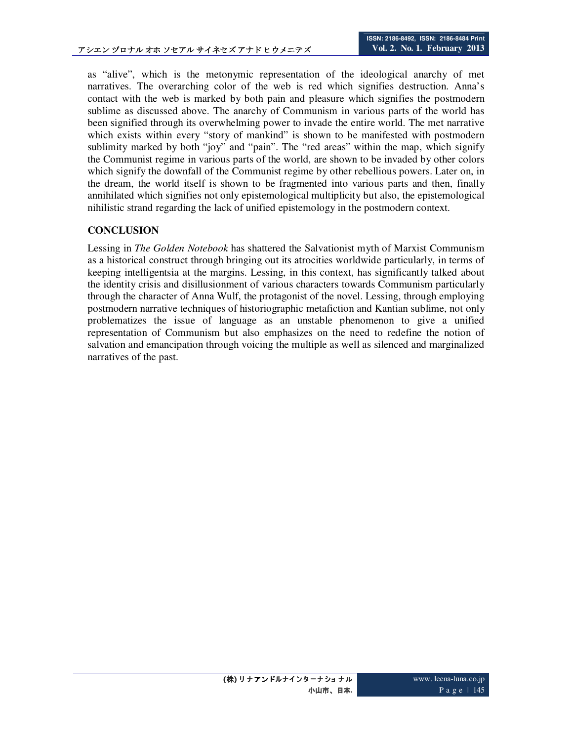as “alive”, which is the metonymic representation of the ideological anarchy of met narratives. The overarching color of the web is red which signifies destruction. Anna’s contact with the web is marked by both pain and pleasure which signifies the postmodern sublime as discussed above. The anarchy of Communism in various parts of the world has been signified through its overwhelming power to invade the entire world. The met narrative which exists within every “story of mankind” is shown to be manifested with postmodern sublimity marked by both “joy” and “pain”. The “red areas” within the map, which signify the Communist regime in various parts of the world, are shown to be invaded by other colors which signify the downfall of the Communist regime by other rebellious powers. Later on, in the dream, the world itself is shown to be fragmented into various parts and then, finally annihilated which signifies not only epistemological multiplicity but also, the epistemological nihilistic strand regarding the lack of unified epistemology in the postmodern context.

## CONCLUSION

Lessing in *The Golden Notebook* has shattered the Salvationist myth of Marxist Communism as a historical construct through bringing out its atrocities worldwide particularly, in terms of keeping intelligentsia at the margins. Lessing, in this context, has significantly talked about the identity crisis and disillusionment of various characters towards Communism particularly through the character of Anna Wulf, the protagonist of the novel. Lessing, through employing postmodern narrative techniques of historiographic metafiction and Kantian sublime, not only problematizes the issue of language as an unstable phenomenon to give a unified representation of Communism but also emphasizes on the need to redefine the notion of salvation and emancipation through voicing the multiple as well as silenced and marginalized narratives of the past.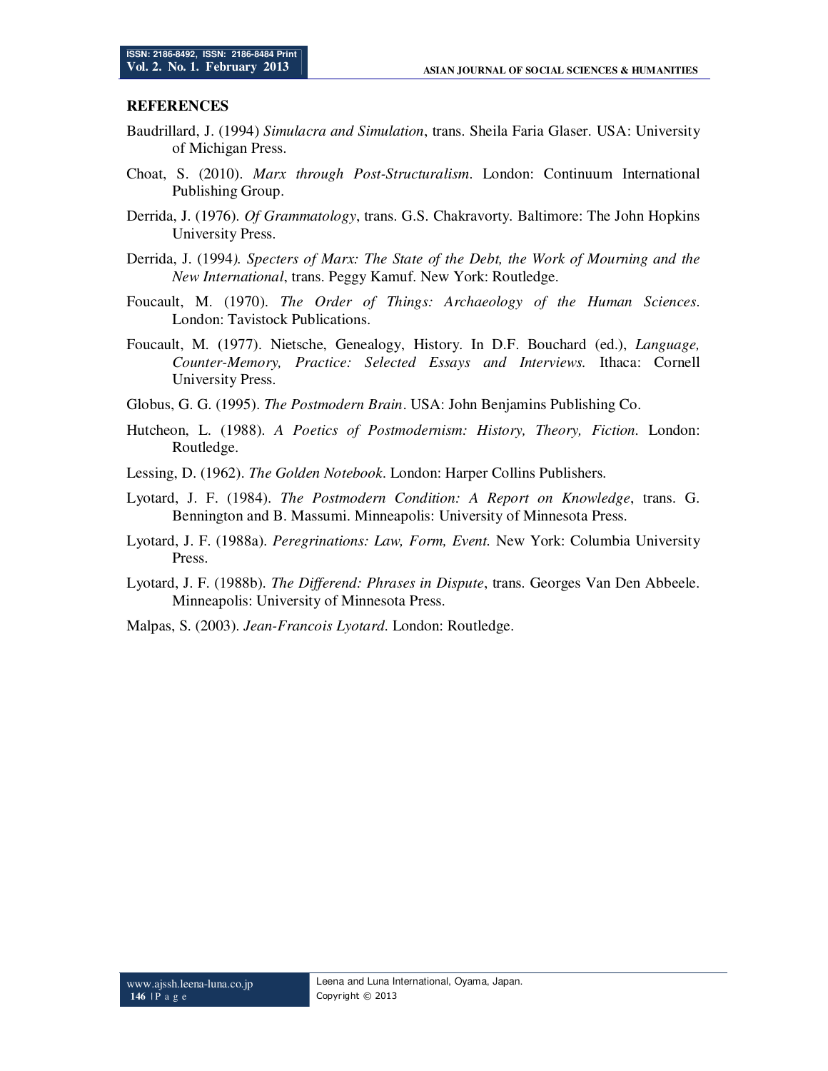## REFERENCES

Baudrillard, J. (1994) *Simulacra and Simulation*, trans. Sheila Faria Glaser. USA: University of Michigan Press.

Choat, S. (2010). *Marx through Post-Structuralism*. London: Continuum International Publishing Group.

Derrida, J. (1976). *Of Grammatology*, trans. G.S. Chakravorty. Baltimore: The John Hopkins University Press.

Derrida, J. (1994*). Specters of Marx: The State of the Debt, the Work of Mourning and the New International*, trans. Peggy Kamuf. New York: Routledge.

Foucault, M. (1970). *The Order of Things: Archaeology of the Human Sciences.* London: Tavistock Publications.

Foucault, M. (1977). Nietsche, Genealogy, History. In D.F. Bouchard (ed.), *Language, Counter-Memory, Practice: Selected Essays and Interviews.* Ithaca: Cornell University Press.

Globus, G. G. (1995). *The Postmodern Brain*. USA: John Benjamins Publishing Co.

Hutcheon, L. (1988). *A Poetics of Postmodernism: History, Theory, Fiction.* London: Routledge.

Lessing, D. (1962). *The Golden Notebook*. London: Harper Collins Publishers.

Lyotard, J. F. (1984). *The Postmodern Condition: A Report on Knowledge*, trans. G. Bennington and B. Massumi. Minneapolis: University of Minnesota Press.

Lyotard, J. F. (1988a). *Peregrinations: Law, Form, Event.* New York: Columbia University Press.

Lyotard, J. F. (1988b). *The Differend: Phrases in Dispute*, trans. Georges Van Den Abbeele. Minneapolis: University of Minnesota Press.

Malpas, S. (2003). *Jean-Francois Lyotard*. London: Routledge.